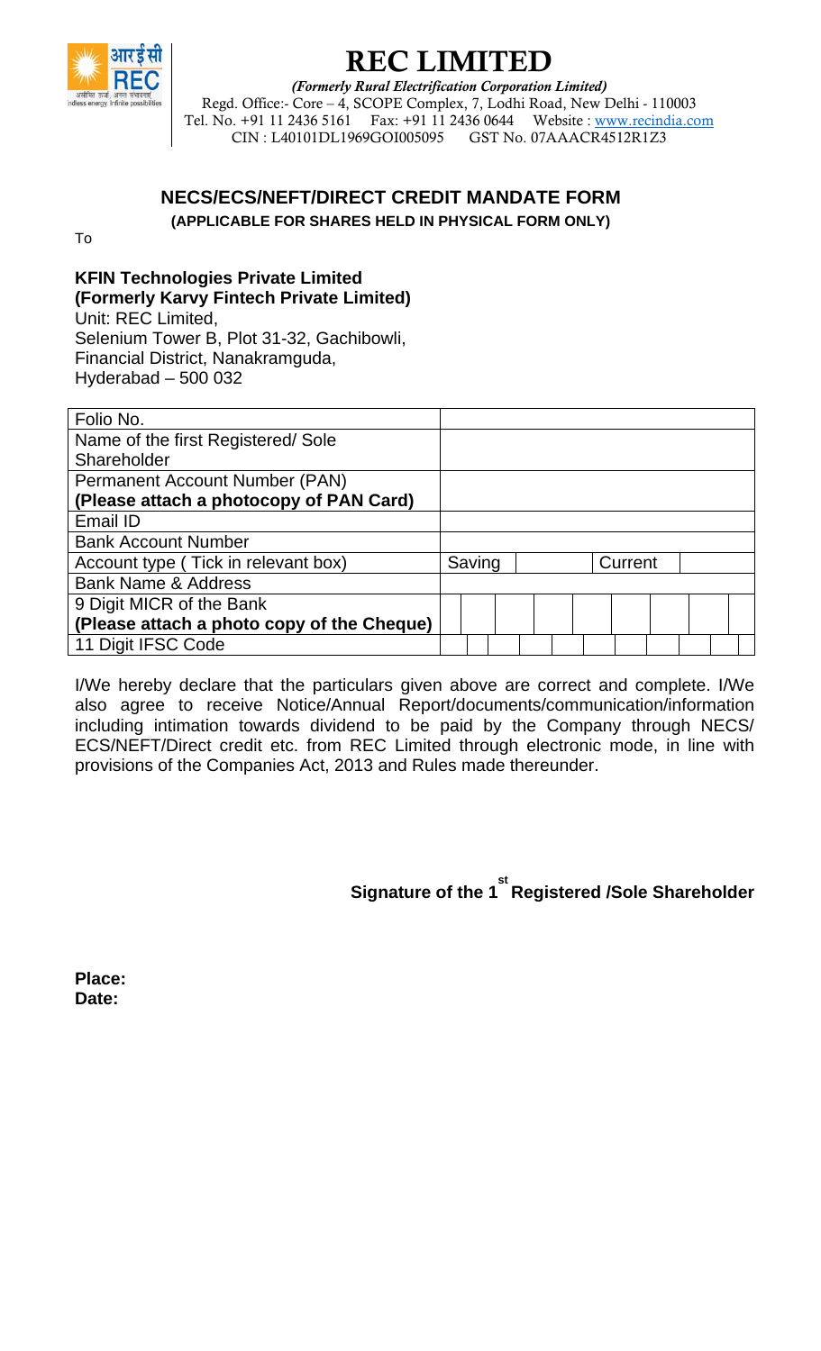# REC LIMITED

*(Formerly Rural Electrification Corporation Limited)*

Regd. Office:- Core – 4, SCOPE Complex, 7, Lodhi Road, New Delhi - 110003

Tel. No. +91 11 2436 5161 Fax: +91 11 2436 0644 Website : www.recindia.com

CIN : L40101DL1969GOI005095 GST No. 07AAACR4512R1Z3

## NECS/ECS/NEFT/DIRECT CREDIT MANDATE FORM

**(APPLICABLE FOR SHARES HELD IN PHYSICAL FORM ONLY)**

To

**KFIN Technologies Private Limited**
**(Formerly Karvy Fintech Private Limited)**
Unit: REC Limited,
Selenium Tower B, Plot 31-32, Gachibowli,
Financial District, Nanakramguda,
Hyderabad – 500 032

| Field | Details |
| --- | --- |
| Folio No. | |
| Name of the first Registered/ Sole Shareholder | |
| Permanent Account Number (PAN) **(Please attach a photocopy of PAN Card)** | |
| Email ID | |
| Bank Account Number | |
| Account type ( Tick in relevant box) | Saving [ ] Current [ ] |
| Bank Name & Address | |
| 9 Digit MICR of the Bank **(Please attach a photo copy of the Cheque)** | |
| 11 Digit IFSC Code | |

I/We hereby declare that the particulars given above are correct and complete. I/We also agree to receive Notice/Annual Report/documents/communication/information including intimation towards dividend to be paid by the Company through NECS/ ECS/NEFT/Direct credit etc. from REC Limited through electronic mode, in line with provisions of the Companies Act, 2013 and Rules made thereunder.

**Signature of the 1st Registered /Sole Shareholder**

**Place:**
**Date:**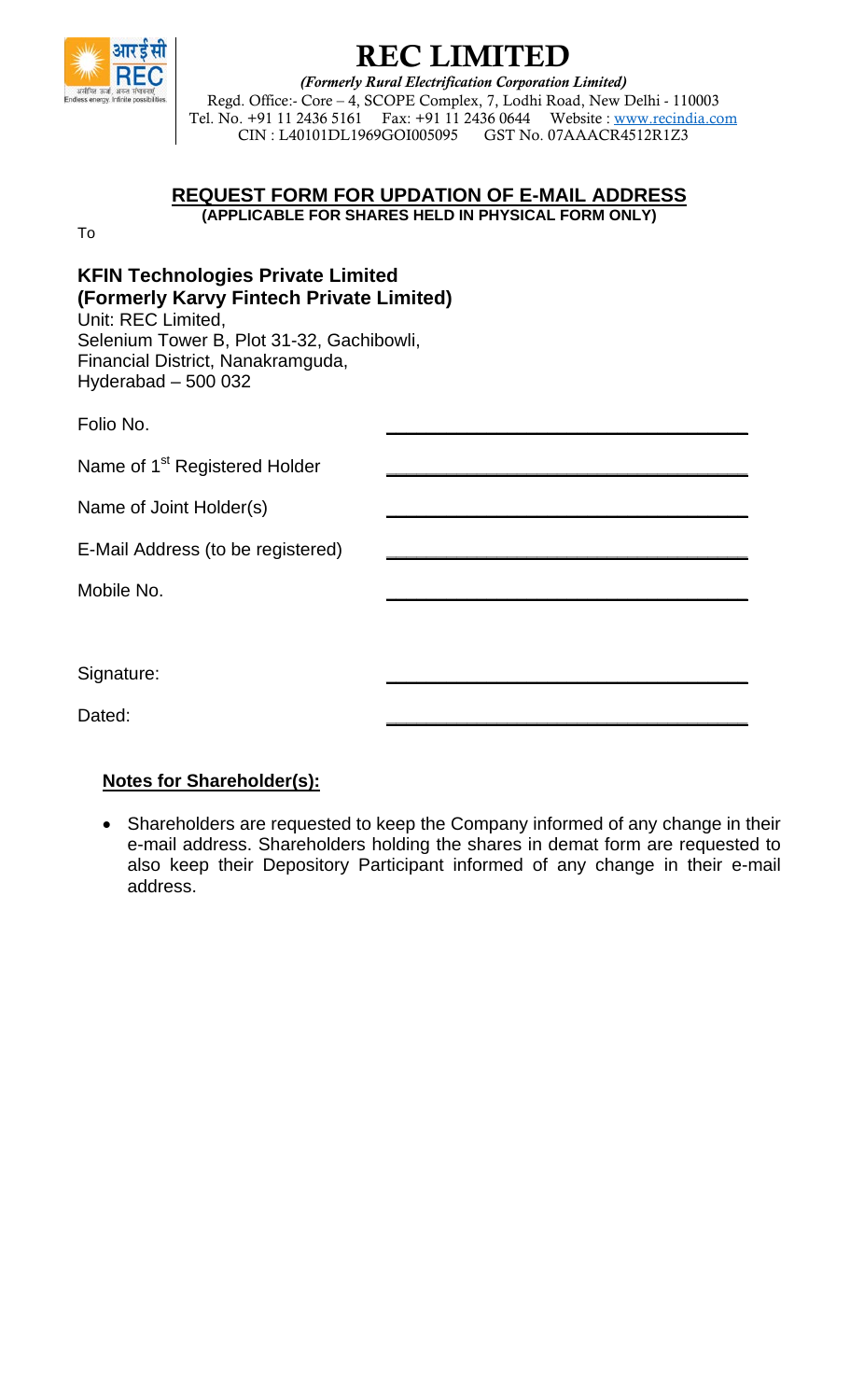# REC LIMITED

*(Formerly Rural Electrification Corporation Limited)*

Regd. Office:- Core – 4, SCOPE Complex, 7, Lodhi Road, New Delhi - 110003
Tel. No. +91 11 2436 5161 Fax: +91 11 2436 0644 Website : www.recindia.com
CIN : L40101DL1969GOI005095 GST No. 07AAACR4512R1Z3

## REQUEST FORM FOR UPDATION OF E-MAIL ADDRESS

**(APPLICABLE FOR SHARES HELD IN PHYSICAL FORM ONLY)**

To

**KFIN Technologies Private Limited**
**(Formerly Karvy Fintech Private Limited)**
Unit: REC Limited,
Selenium Tower B, Plot 31-32, Gachibowli,
Financial District, Nanakramguda,
Hyderabad – 500 032

Folio No. ___________________________

Name of 1st Registered Holder ___________________________

Name of Joint Holder(s) ___________________________

E-Mail Address (to be registered) ___________________________

Mobile No. ___________________________

Signature: ___________________________

Dated: ___________________________

**Notes for Shareholder(s):**

- Shareholders are requested to keep the Company informed of any change in their e-mail address. Shareholders holding the shares in demat form are requested to also keep their Depository Participant informed of any change in their e-mail address.